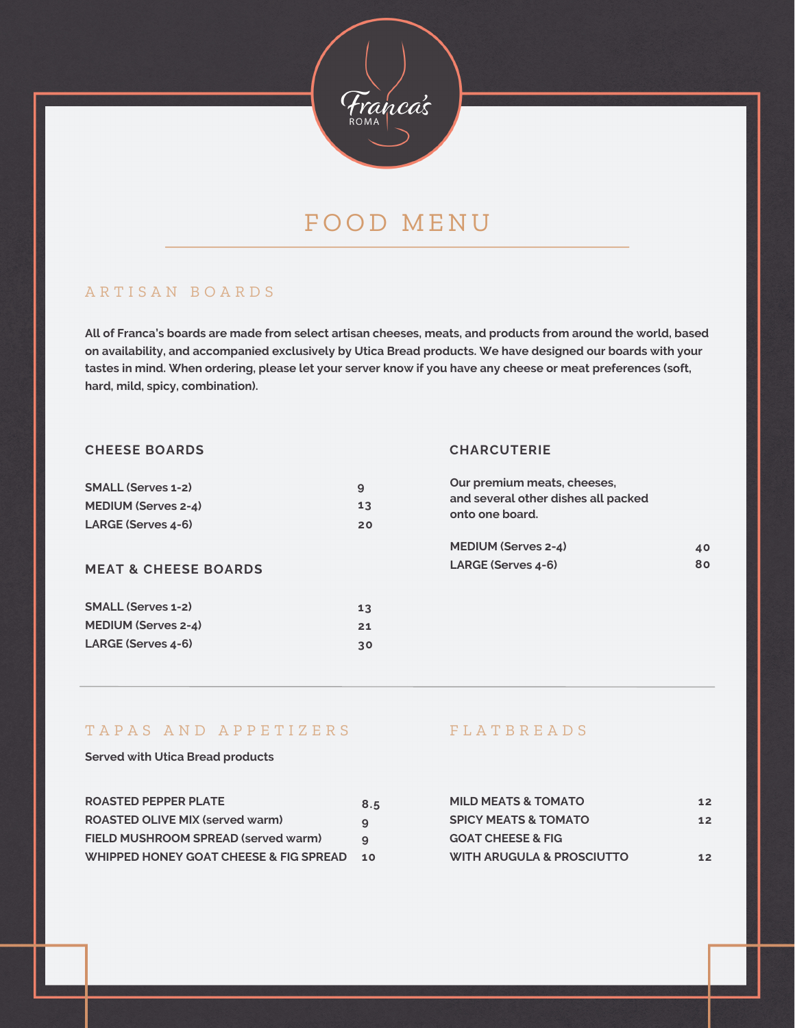Franca's
ROMA

# FOOD MENU

## ARTISAN BOARDS

**All of Franca's boards are made from select artisan cheeses, meats, and products from around the world, based on availability, and accompanied exclusively by Utica Bread products. We have designed our boards with your tastes in mind. When ordering, please let your server know if you have any cheese or meat preferences (soft, hard, mild, spicy, combination).**

### CHEESE BOARDS

| Item | Price |
|---|---|
| SMALL (Serves 1-2) | 9 |
| MEDIUM (Serves 2-4) | 13 |
| LARGE (Serves 4-6) | 20 |

### MEAT & CHEESE BOARDS

| Item | Price |
|---|---|
| SMALL (Serves 1-2) | 13 |
| MEDIUM (Serves 2-4) | 21 |
| LARGE (Serves 4-6) | 30 |

### CHARCUTERIE

**Our premium meats, cheeses, and several other dishes all packed onto one board.**

| Item | Price |
|---|---|
| MEDIUM (Serves 2-4) | 40 |
| LARGE (Serves 4-6) | 80 |

## TAPAS AND APPETIZERS

**Served with Utica Bread products**

| Item | Price |
|---|---|
| ROASTED PEPPER PLATE | 8.5 |
| ROASTED OLIVE MIX (served warm) | 9 |
| FIELD MUSHROOM SPREAD (served warm) | 9 |
| WHIPPED HONEY GOAT CHEESE & FIG SPREAD | 10 |

## FLATBREADS

| Item | Price |
|---|---|
| MILD MEATS & TOMATO | 12 |
| SPICY MEATS & TOMATO | 12 |
| GOAT CHEESE & FIG WITH ARUGULA & PROSCIUTTO | 12 |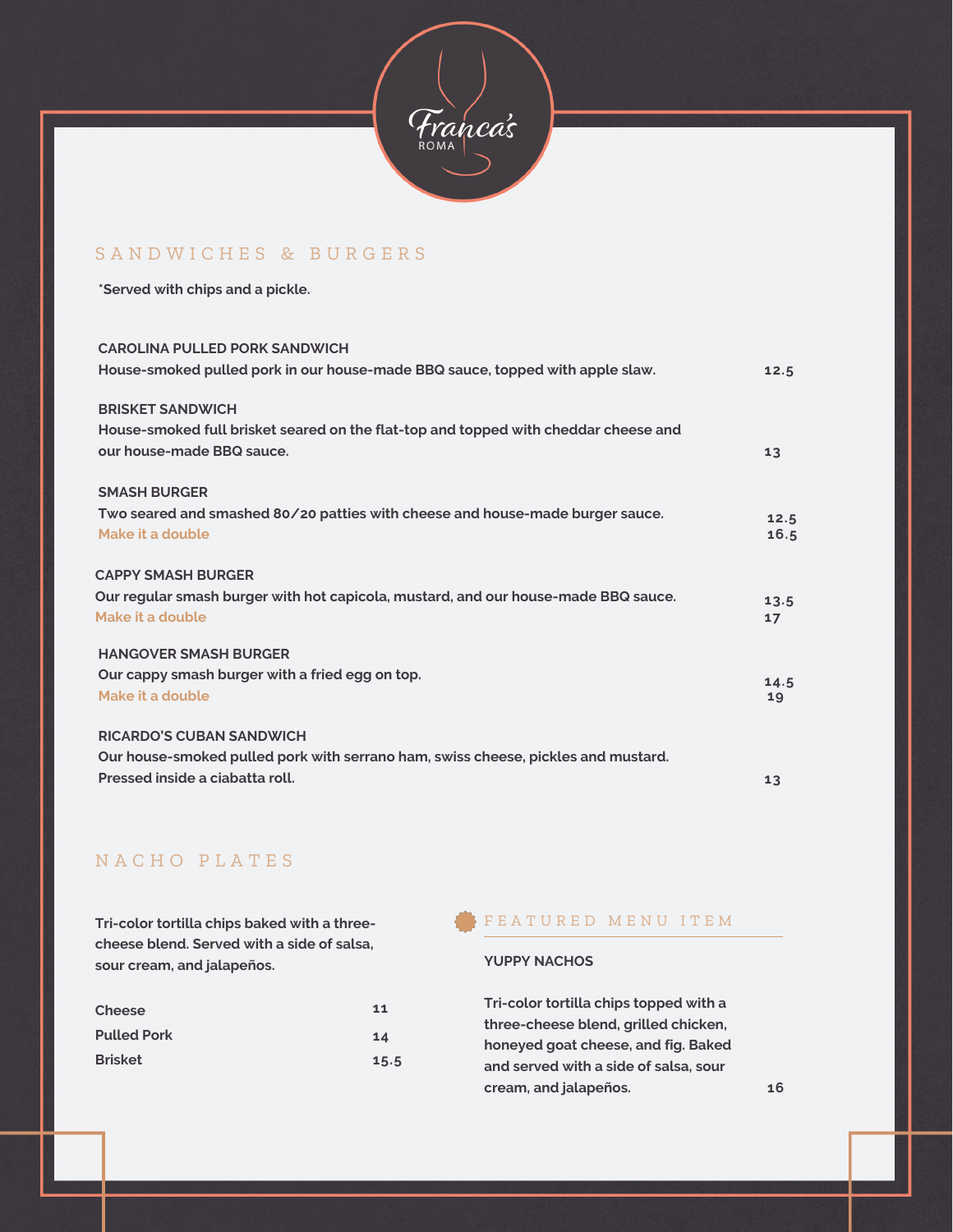Franca's
ROMA

## SANDWICHES & BURGERS

**\*Served with chips and a pickle.**

**CAROLINA PULLED PORK SANDWICH**
House-smoked pulled pork in our house-made BBQ sauce, topped with apple slaw. **12.5**

**BRISKET SANDWICH**
House-smoked full brisket seared on the flat-top and topped with cheddar cheese and our house-made BBQ sauce. **13**

**SMASH BURGER**
Two seared and smashed 80/20 patties with cheese and house-made burger sauce. **12.5**
Make it a double **16.5**

**CAPPY SMASH BURGER**
Our regular smash burger with hot capicola, mustard, and our house-made BBQ sauce. **13.5**
Make it a double **17**

**HANGOVER SMASH BURGER**
Our cappy smash burger with a fried egg on top. **14.5**
Make it a double **19**

**RICARDO'S CUBAN SANDWICH**
Our house-smoked pulled pork with serrano ham, swiss cheese, pickles and mustard. Pressed inside a ciabatta roll. **13**

## NACHO PLATES

Tri-color tortilla chips baked with a three-cheese blend. Served with a side of salsa, sour cream, and jalapeños.

| | |
|---|---|
| Cheese | 11 |
| Pulled Pork | 14 |
| Brisket | 15.5 |

### FEATURED MENU ITEM

**YUPPY NACHOS**

Tri-color tortilla chips topped with a three-cheese blend, grilled chicken, honeyed goat cheese, and fig. Baked and served with a side of salsa, sour cream, and jalapeños. **16**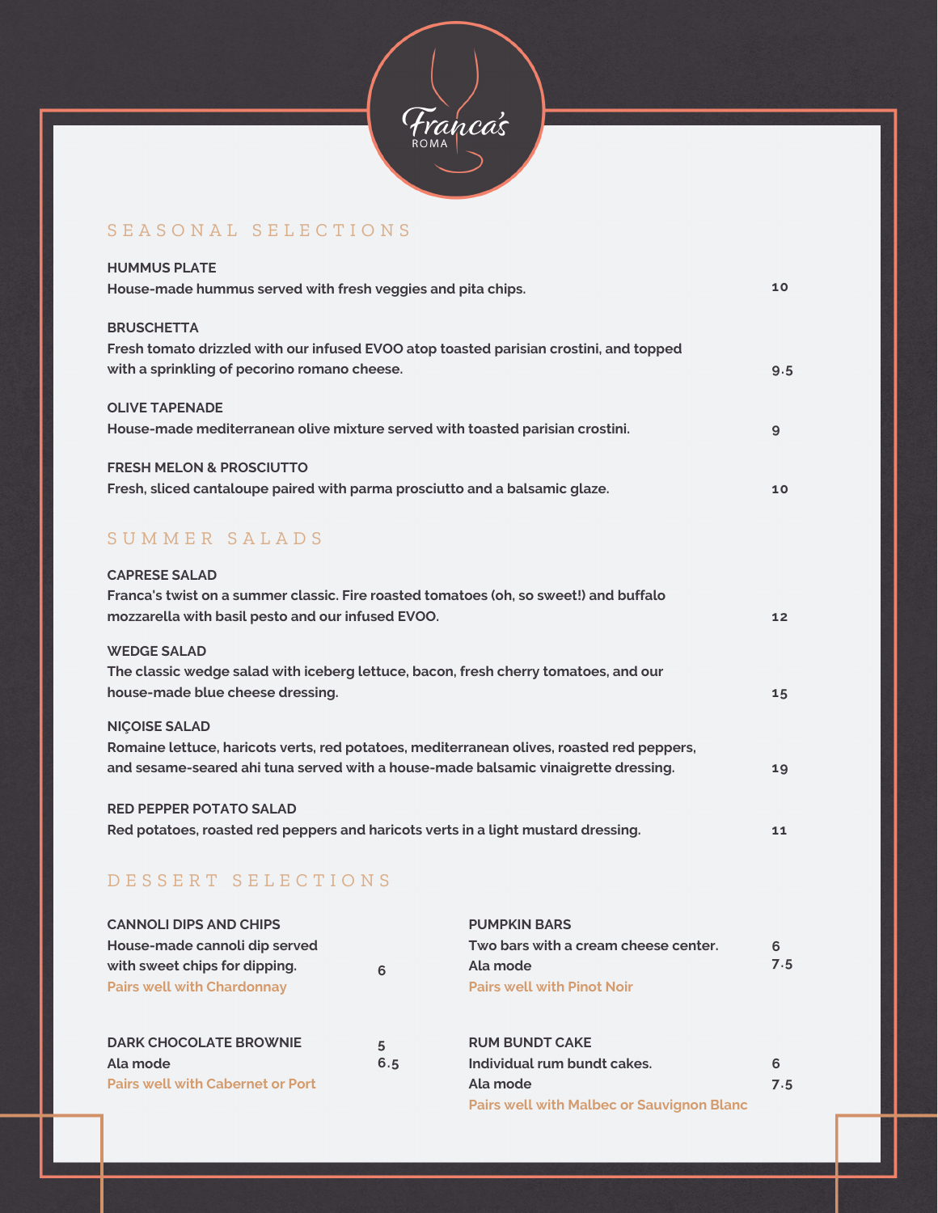Franca's
ROMA

## SEASONAL SELECTIONS

**HUMMUS PLATE**
House-made hummus served with fresh veggies and pita chips. — 10

**BRUSCHETTA**
Fresh tomato drizzled with our infused EVOO atop toasted parisian crostini, and topped with a sprinkling of pecorino romano cheese. — 9.5

**OLIVE TAPENADE**
House-made mediterranean olive mixture served with toasted parisian crostini. — 9

**FRESH MELON & PROSCIUTTO**
Fresh, sliced cantaloupe paired with parma prosciutto and a balsamic glaze. — 10

## SUMMER SALADS

**CAPRESE SALAD**
Franca's twist on a summer classic. Fire roasted tomatoes (oh, so sweet!) and buffalo mozzarella with basil pesto and our infused EVOO. — 12

**WEDGE SALAD**
The classic wedge salad with iceberg lettuce, bacon, fresh cherry tomatoes, and our house-made blue cheese dressing. — 15

**NIÇOISE SALAD**
Romaine lettuce, haricots verts, red potatoes, mediterranean olives, roasted red peppers, and sesame-seared ahi tuna served with a house-made balsamic vinaigrette dressing. — 19

**RED PEPPER POTATO SALAD**
Red potatoes, roasted red peppers and haricots verts in a light mustard dressing. — 11

## DESSERT SELECTIONS

**CANNOLI DIPS AND CHIPS**
House-made cannoli dip served with sweet chips for dipping. — 6
Pairs well with Chardonnay

**DARK CHOCOLATE BROWNIE** — 5
Ala mode — 6.5
Pairs well with Cabernet or Port

**PUMPKIN BARS**
Two bars with a cream cheese center. — 6
Ala mode — 7.5
Pairs well with Pinot Noir

**RUM BUNDT CAKE**
Individual rum bundt cakes. — 6
Ala mode — 7.5
Pairs well with Malbec or Sauvignon Blanc